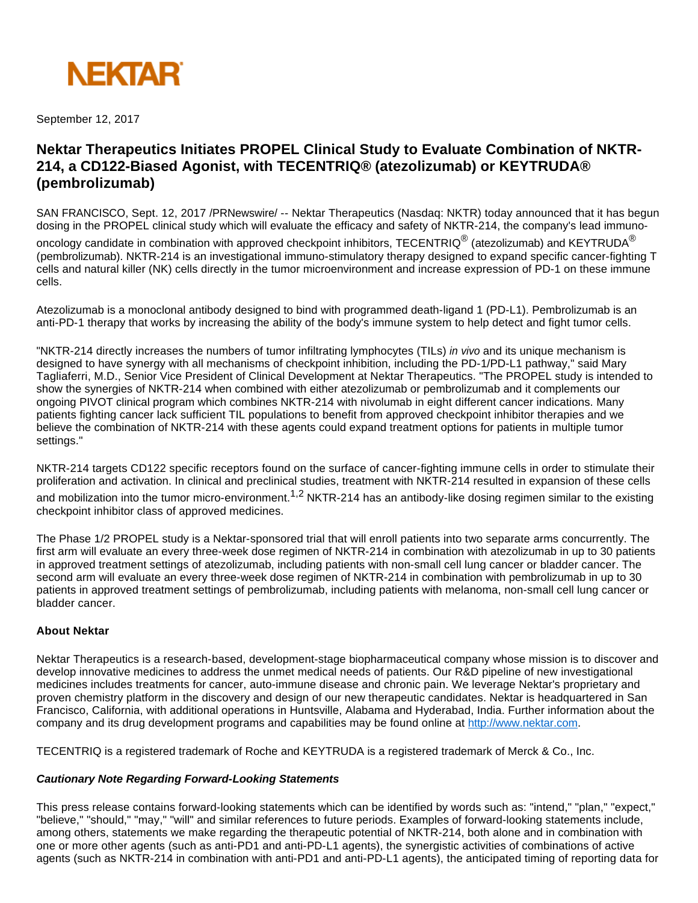NEKTAR

September 12, 2017

# Nektar Therapeutics Initiates PROPEL Clinical Study to Evaluate Combination of NKTR-214, a CD122-Biased Agonist, with TECENTRIQ® (atezolizumab) or KEYTRUDA® (pembrolizumab)

SAN FRANCISCO, Sept. 12, 2017 /PRNewswire/ -- Nektar Therapeutics (Nasdaq: NKTR) today announced that it has begun dosing in the PROPEL clinical study which will evaluate the efficacy and safety of NKTR-214, the company's lead immuno-oncology candidate in combination with approved checkpoint inhibitors, TECENTRIQ® (atezolizumab) and KEYTRUDA® (pembrolizumab). NKTR-214 is an investigational immuno-stimulatory therapy designed to expand specific cancer-fighting T cells and natural killer (NK) cells directly in the tumor microenvironment and increase expression of PD-1 on these immune cells.

Atezolizumab is a monoclonal antibody designed to bind with programmed death-ligand 1 (PD-L1). Pembrolizumab is an anti-PD-1 therapy that works by increasing the ability of the body's immune system to help detect and fight tumor cells.

"NKTR-214 directly increases the numbers of tumor infiltrating lymphocytes (TILs) *in vivo* and its unique mechanism is designed to have synergy with all mechanisms of checkpoint inhibition, including the PD-1/PD-L1 pathway," said Mary Tagliaferri, M.D., Senior Vice President of Clinical Development at Nektar Therapeutics. "The PROPEL study is intended to show the synergies of NKTR-214 when combined with either atezolizumab or pembrolizumab and it complements our ongoing PIVOT clinical program which combines NKTR-214 with nivolumab in eight different cancer indications. Many patients fighting cancer lack sufficient TIL populations to benefit from approved checkpoint inhibitor therapies and we believe the combination of NKTR-214 with these agents could expand treatment options for patients in multiple tumor settings."

NKTR-214 targets CD122 specific receptors found on the surface of cancer-fighting immune cells in order to stimulate their proliferation and activation. In clinical and preclinical studies, treatment with NKTR-214 resulted in expansion of these cells and mobilization into the tumor micro-environment.[1,2] NKTR-214 has an antibody-like dosing regimen similar to the existing checkpoint inhibitor class of approved medicines.

The Phase 1/2 PROPEL study is a Nektar-sponsored trial that will enroll patients into two separate arms concurrently. The first arm will evaluate an every three-week dose regimen of NKTR-214 in combination with atezolizumab in up to 30 patients in approved treatment settings of atezolizumab, including patients with non-small cell lung cancer or bladder cancer. The second arm will evaluate an every three-week dose regimen of NKTR-214 in combination with pembrolizumab in up to 30 patients in approved treatment settings of pembrolizumab, including patients with melanoma, non-small cell lung cancer or bladder cancer.

**About Nektar**

Nektar Therapeutics is a research-based, development-stage biopharmaceutical company whose mission is to discover and develop innovative medicines to address the unmet medical needs of patients. Our R&D pipeline of new investigational medicines includes treatments for cancer, auto-immune disease and chronic pain. We leverage Nektar's proprietary and proven chemistry platform in the discovery and design of our new therapeutic candidates. Nektar is headquartered in San Francisco, California, with additional operations in Huntsville, Alabama and Hyderabad, India. Further information about the company and its drug development programs and capabilities may be found online at http://www.nektar.com.

TECENTRIQ is a registered trademark of Roche and KEYTRUDA is a registered trademark of Merck & Co., Inc.

***Cautionary Note Regarding Forward-Looking Statements***

This press release contains forward-looking statements which can be identified by words such as: "intend," "plan," "expect," "believe," "should," "may," "will" and similar references to future periods. Examples of forward-looking statements include, among others, statements we make regarding the therapeutic potential of NKTR-214, both alone and in combination with one or more other agents (such as anti-PD1 and anti-PD-L1 agents), the synergistic activities of combinations of active agents (such as NKTR-214 in combination with anti-PD1 and anti-PD-L1 agents), the anticipated timing of reporting data for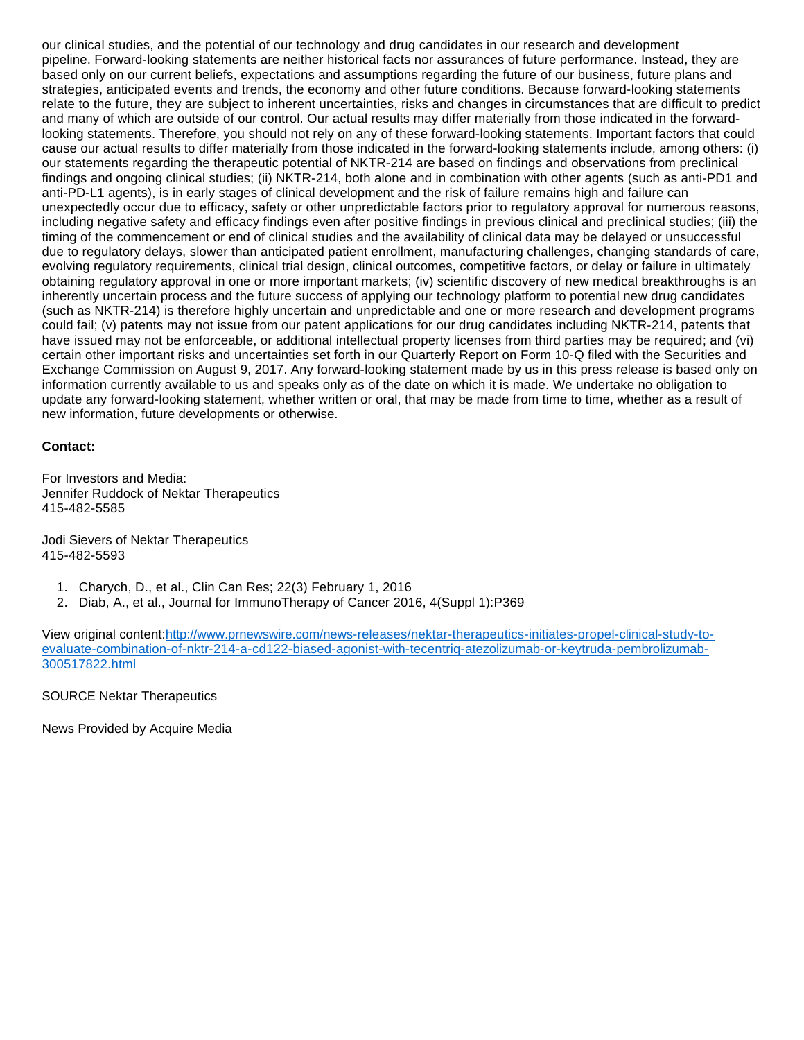our clinical studies, and the potential of our technology and drug candidates in our research and development pipeline. Forward-looking statements are neither historical facts nor assurances of future performance. Instead, they are based only on our current beliefs, expectations and assumptions regarding the future of our business, future plans and strategies, anticipated events and trends, the economy and other future conditions. Because forward-looking statements relate to the future, they are subject to inherent uncertainties, risks and changes in circumstances that are difficult to predict and many of which are outside of our control. Our actual results may differ materially from those indicated in the forward-looking statements. Therefore, you should not rely on any of these forward-looking statements. Important factors that could cause our actual results to differ materially from those indicated in the forward-looking statements include, among others: (i) our statements regarding the therapeutic potential of NKTR-214 are based on findings and observations from preclinical findings and ongoing clinical studies; (ii) NKTR-214, both alone and in combination with other agents (such as anti-PD1 and anti-PD-L1 agents), is in early stages of clinical development and the risk of failure remains high and failure can unexpectedly occur due to efficacy, safety or other unpredictable factors prior to regulatory approval for numerous reasons, including negative safety and efficacy findings even after positive findings in previous clinical and preclinical studies; (iii) the timing of the commencement or end of clinical studies and the availability of clinical data may be delayed or unsuccessful due to regulatory delays, slower than anticipated patient enrollment, manufacturing challenges, changing standards of care, evolving regulatory requirements, clinical trial design, clinical outcomes, competitive factors, or delay or failure in ultimately obtaining regulatory approval in one or more important markets; (iv) scientific discovery of new medical breakthroughs is an inherently uncertain process and the future success of applying our technology platform to potential new drug candidates (such as NKTR-214) is therefore highly uncertain and unpredictable and one or more research and development programs could fail; (v) patents may not issue from our patent applications for our drug candidates including NKTR-214, patents that have issued may not be enforceable, or additional intellectual property licenses from third parties may be required; and (vi) certain other important risks and uncertainties set forth in our Quarterly Report on Form 10-Q filed with the Securities and Exchange Commission on August 9, 2017. Any forward-looking statement made by us in this press release is based only on information currently available to us and speaks only as of the date on which it is made. We undertake no obligation to update any forward-looking statement, whether written or oral, that may be made from time to time, whether as a result of new information, future developments or otherwise.

**Contact:**

For Investors and Media:
Jennifer Ruddock of Nektar Therapeutics
415-482-5585

Jodi Sievers of Nektar Therapeutics
415-482-5593

1. Charych, D., et al., Clin Can Res; 22(3) February 1, 2016
2. Diab, A., et al., Journal for ImmunoTherapy of Cancer 2016, 4(Suppl 1):P369

View original content:[http://www.prnewswire.com/news-releases/nektar-therapeutics-initiates-propel-clinical-study-to-evaluate-combination-of-nktr-214-a-cd122-biased-agonist-with-tecentriq-atezolizumab-or-keytruda-pembrolizumab-300517822.html](http://www.prnewswire.com/news-releases/nektar-therapeutics-initiates-propel-clinical-study-to-evaluate-combination-of-nktr-214-a-cd122-biased-agonist-with-tecentriq-atezolizumab-or-keytruda-pembrolizumab-300517822.html)

SOURCE Nektar Therapeutics

News Provided by Acquire Media